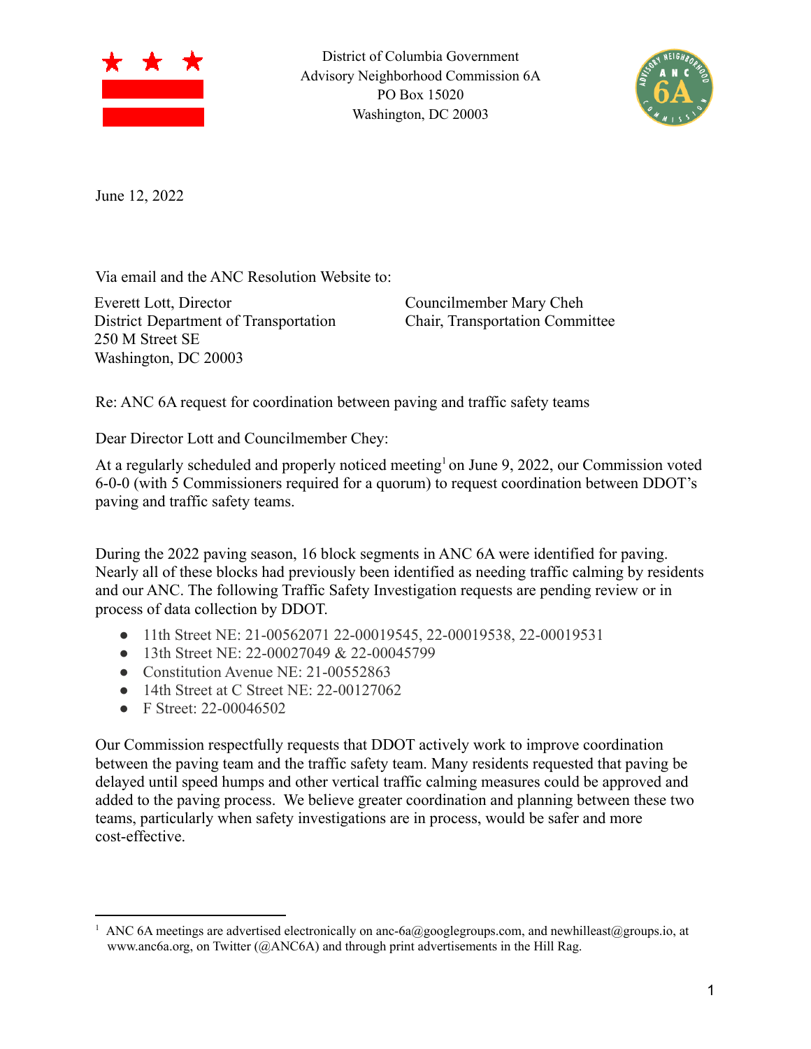District of Columbia Government
Advisory Neighborhood Commission 6A
PO Box 15020
Washington, DC 20003

June 12, 2022

Via email and the ANC Resolution Website to:

Everett Lott, Director
District Department of Transportation
250 M Street SE
Washington, DC 20003

Councilmember Mary Cheh
Chair, Transportation Committee

Re: ANC 6A request for coordination between paving and traffic safety teams

Dear Director Lott and Councilmember Chey:

At a regularly scheduled and properly noticed meeting[1] on June 9, 2022, our Commission voted 6-0-0 (with 5 Commissioners required for a quorum) to request coordination between DDOT's paving and traffic safety teams.

During the 2022 paving season, 16 block segments in ANC 6A were identified for paving. Nearly all of these blocks had previously been identified as needing traffic calming by residents and our ANC. The following Traffic Safety Investigation requests are pending review or in process of data collection by DDOT.

- 11th Street NE: 21-00562071 22-00019545, 22-00019538, 22-00019531
- 13th Street NE: 22-00027049 & 22-00045799
- Constitution Avenue NE: 21-00552863
- 14th Street at C Street NE: 22-00127062
- F Street: 22-00046502

Our Commission respectfully requests that DDOT actively work to improve coordination between the paving team and the traffic safety team. Many residents requested that paving be delayed until speed humps and other vertical traffic calming measures could be approved and added to the paving process. We believe greater coordination and planning between these two teams, particularly when safety investigations are in process, would be safer and more cost-effective.

[1] ANC 6A meetings are advertised electronically on anc-6a@googlegroups.com, and newhilleast@groups.io, at www.anc6a.org, on Twitter (@ANC6A) and through print advertisements in the Hill Rag.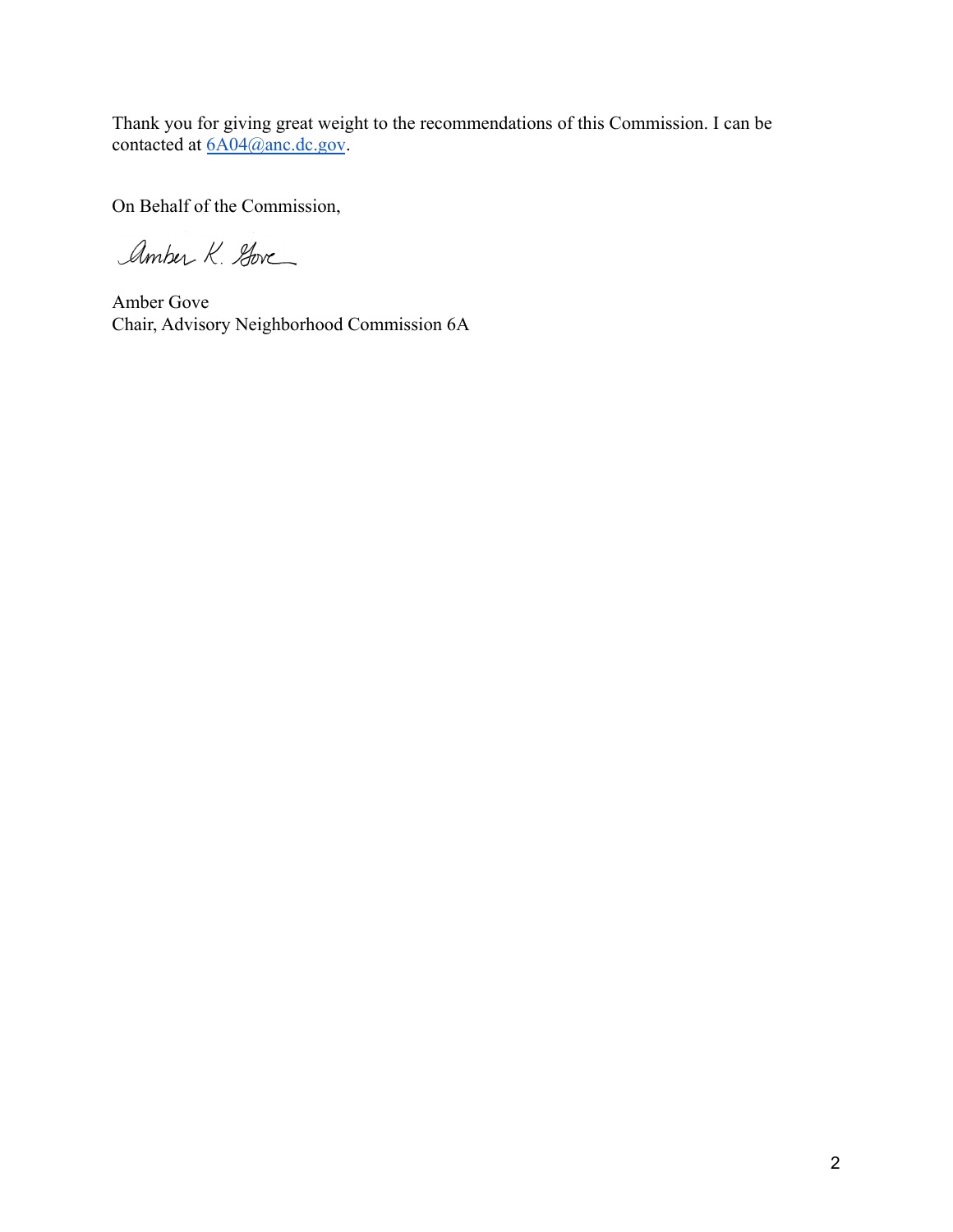Thank you for giving great weight to the recommendations of this Commission. I can be contacted at 6A04@anc.dc.gov.

On Behalf of the Commission,

Amber K. Gove

Amber Gove
Chair, Advisory Neighborhood Commission 6A